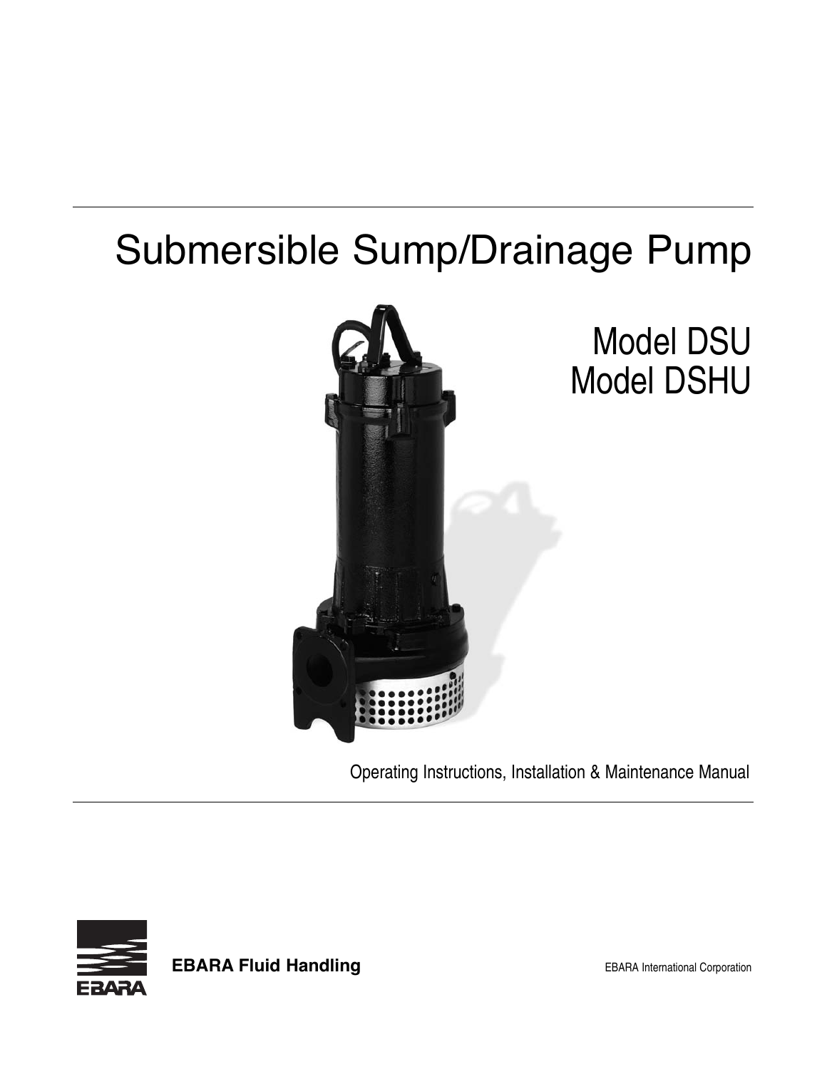# Submersible Sump/Drainage Pump

## Model DSU
## Model DSHU

Operating Instructions, Installation & Maintenance Manual

**EBARA Fluid Handling**

EBARA International Corporation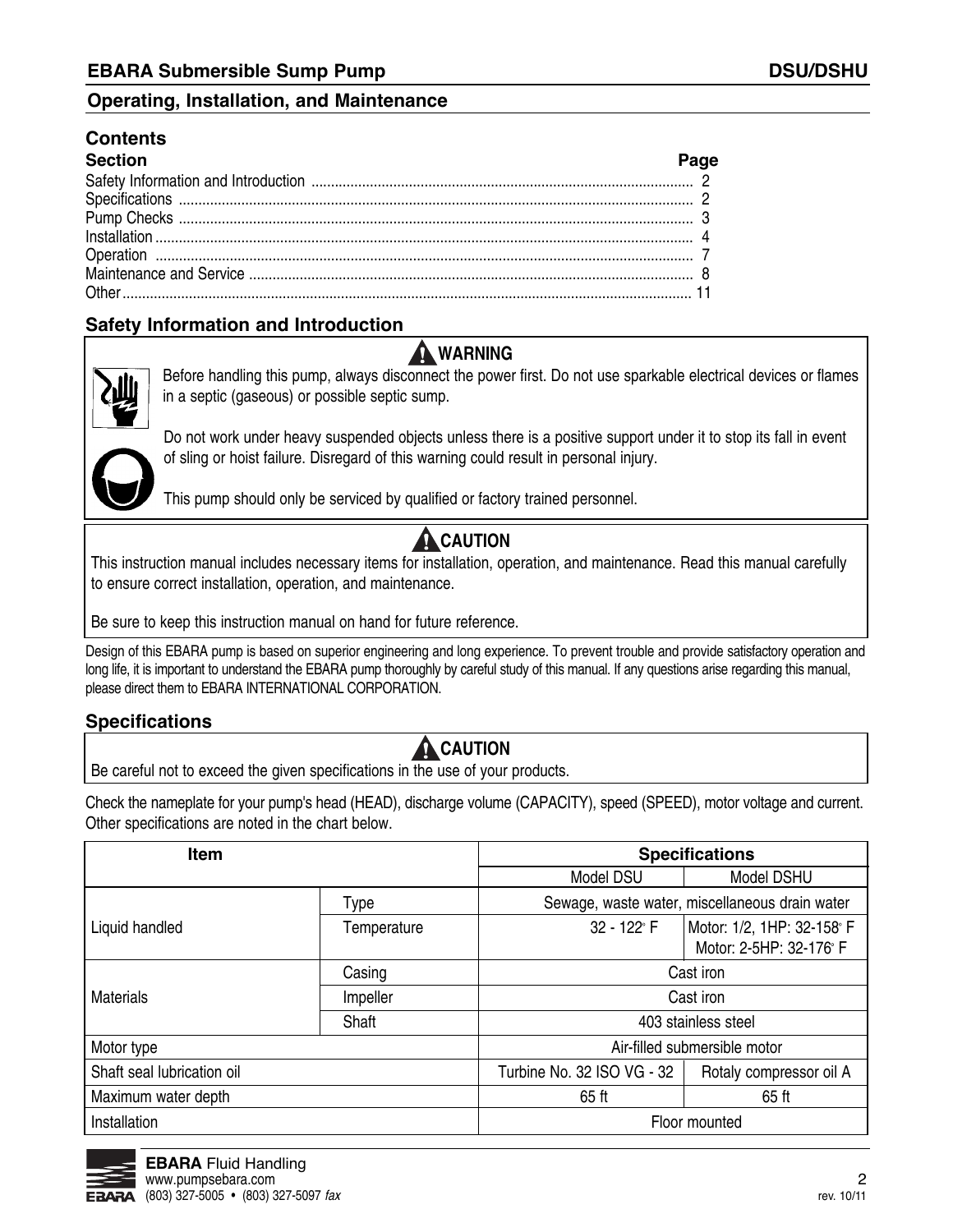## Operating, Installation, and Maintenance

### Contents

| Section | Page |
|---|---|
| Safety Information and Introduction | 2 |
| Specifications | 2 |
| Pump Checks | 3 |
| Installation | 4 |
| Operation | 7 |
| Maintenance and Service | 8 |
| Other | 11 |

### Safety Information and Introduction

**⚠ WARNING**

Before handling this pump, always disconnect the power first. Do not use sparkable electrical devices or flames in a septic (gaseous) or possible septic sump.

Do not work under heavy suspended objects unless there is a positive support under it to stop its fall in event of sling or hoist failure. Disregard of this warning could result in personal injury.

This pump should only be serviced by qualified or factory trained personnel.

**⚠ CAUTION**

This instruction manual includes necessary items for installation, operation, and maintenance. Read this manual carefully to ensure correct installation, operation, and maintenance.

Be sure to keep this instruction manual on hand for future reference.

Design of this EBARA pump is based on superior engineering and long experience. To prevent trouble and provide satisfactory operation and long life, it is important to understand the EBARA pump thoroughly by careful study of this manual. If any questions arise regarding this manual, please direct them to EBARA INTERNATIONAL CORPORATION.

### Specifications

**⚠ CAUTION**

Be careful not to exceed the given specifications in the use of your products.

Check the nameplate for your pump's head (HEAD), discharge volume (CAPACITY), speed (SPEED), motor voltage and current. Other specifications are noted in the chart below.

| Item | | Specifications | |
|---|---|---|---|
| | | Model DSU | Model DSHU |
| Liquid handled | Type | Sewage, waste water, miscellaneous drain water | |
| | Temperature | 32 - 122° F | Motor: 1/2, 1HP: 32-158° F<br>Motor: 2-5HP: 32-176° F |
| Materials | Casing | Cast iron | |
| | Impeller | Cast iron | |
| | Shaft | 403 stainless steel | |
| Motor type | | Air-filled submersible motor | |
| Shaft seal lubrication oil | | Turbine No. 32 ISO VG - 32 | Rotaly compressor oil A |
| Maximum water depth | | 65 ft | 65 ft |
| Installation | | Floor mounted | |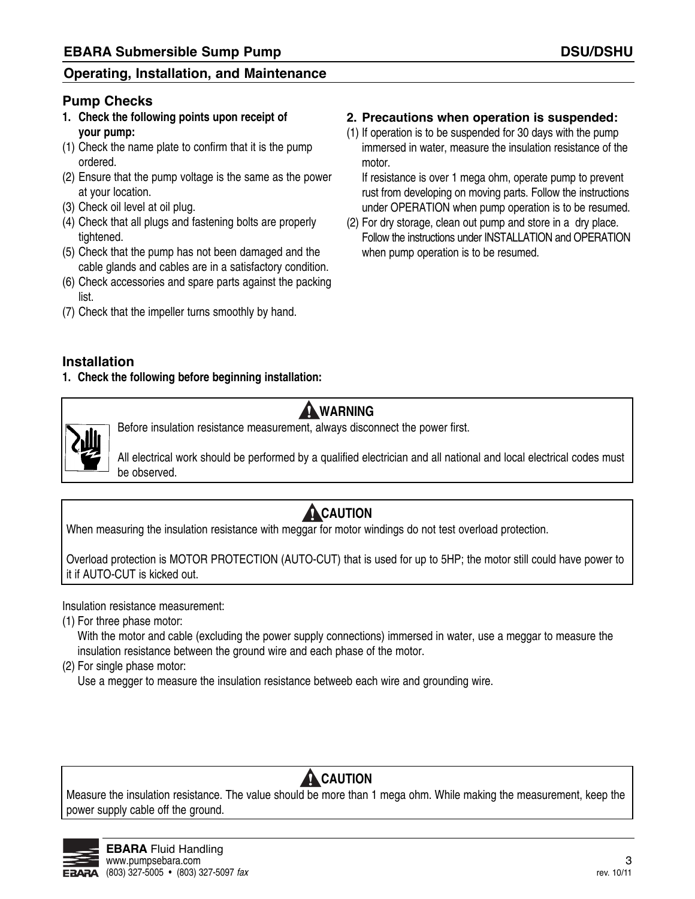## Pump Checks

**1. Check the following points upon receipt of your pump:**

(1) Check the name plate to confirm that it is the pump ordered.
(2) Ensure that the pump voltage is the same as the power at your location.
(3) Check oil level at oil plug.
(4) Check that all plugs and fastening bolts are properly tightened.
(5) Check that the pump has not been damaged and the cable glands and cables are in a satisfactory condition.
(6) Check accessories and spare parts against the packing list.
(7) Check that the impeller turns smoothly by hand.

**2. Precautions when operation is suspended:**

(1) If operation is to be suspended for 30 days with the pump immersed in water, measure the insulation resistance of the motor.
If resistance is over 1 mega ohm, operate pump to prevent rust from developing on moving parts. Follow the instructions under OPERATION when pump operation is to be resumed.
(2) For dry storage, clean out pump and store in a dry place. Follow the instructions under INSTALLATION and OPERATION when pump operation is to be resumed.

## Installation

**1. Check the following before beginning installation:**

> **WARNING**
>
> Before insulation resistance measurement, always disconnect the power first.
>
> All electrical work should be performed by a qualified electrician and all national and local electrical codes must be observed.

> **CAUTION**
>
> When measuring the insulation resistance with meggar for motor windings do not test overload protection.
>
> Overload protection is MOTOR PROTECTION (AUTO-CUT) that is used for up to 5HP; the motor still could have power to it if AUTO-CUT is kicked out.

Insulation resistance measurement:

(1) For three phase motor:
With the motor and cable (excluding the power supply connections) immersed in water, use a meggar to measure the insulation resistance between the ground wire and each phase of the motor.
(2) For single phase motor:
Use a megger to measure the insulation resistance betweeb each wire and grounding wire.

> **CAUTION**
>
> Measure the insulation resistance. The value should be more than 1 mega ohm. While making the measurement, keep the power supply cable off the ground.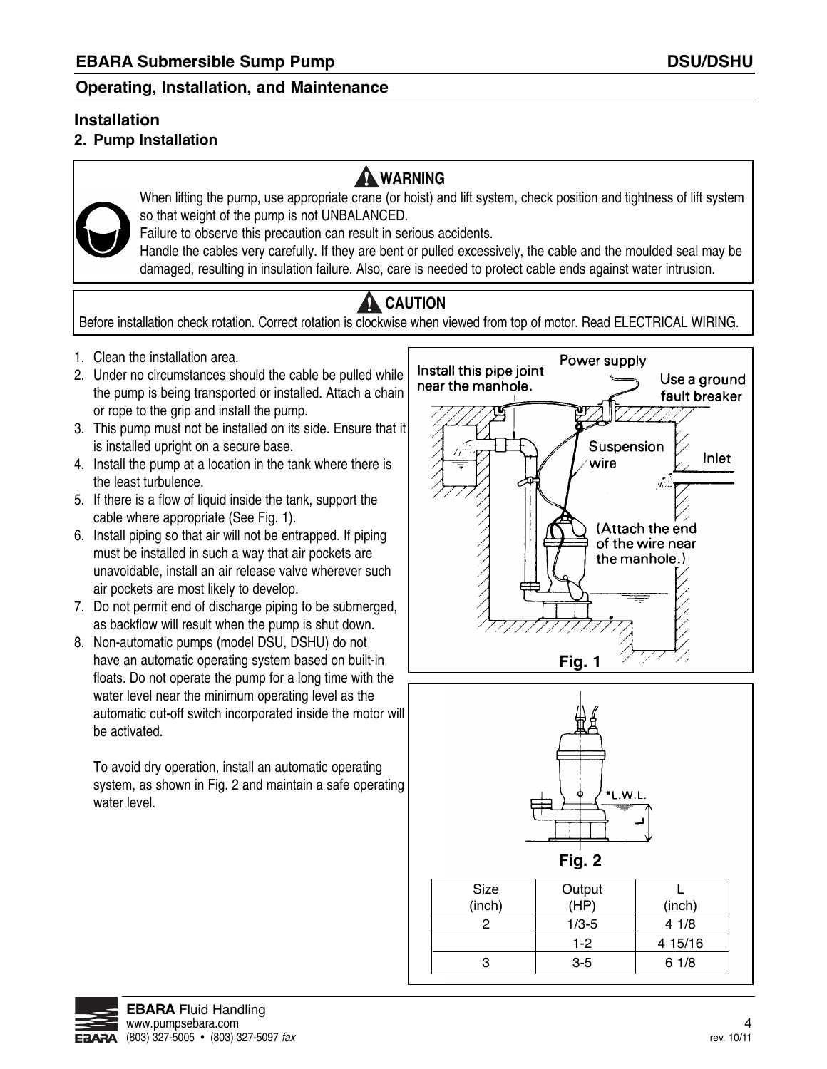## Installation

### 2. Pump Installation

**⚠ WARNING**

When lifting the pump, use appropriate crane (or hoist) and lift system, check position and tightness of lift system so that weight of the pump is not UNBALANCED.
Failure to observe this precaution can result in serious accidents.
Handle the cables very carefully. If they are bent or pulled excessively, the cable and the moulded seal may be damaged, resulting in insulation failure. Also, care is needed to protect cable ends against water intrusion.

**⚠ CAUTION**

Before installation check rotation. Correct rotation is clockwise when viewed from top of motor. Read ELECTRICAL WIRING.

1. Clean the installation area.
2. Under no circumstances should the cable be pulled while the pump is being transported or installed. Attach a chain or rope to the grip and install the pump.
3. This pump must not be installed on its side. Ensure that it is installed upright on a secure base.
4. Install the pump at a location in the tank where there is the least turbulence.
5. If there is a flow of liquid inside the tank, support the cable where appropriate (See Fig. 1).
6. Install piping so that air will not be entrapped. If piping must be installed in such a way that air pockets are unavoidable, install an air release valve wherever such air pockets are most likely to develop.
7. Do not permit end of discharge piping to be submerged, as backflow will result when the pump is shut down.
8. Non-automatic pumps (model DSU, DSHU) do not have an automatic operating system based on built-in floats. Do not operate the pump for a long time with the water level near the minimum operating level as the automatic cut-off switch incorporated inside the motor will be activated.

   To avoid dry operation, install an automatic operating system, as shown in Fig. 2 and maintain a safe operating water level.

Install this pipe joint near the manhole. Power supply. Use a ground fault breaker. Suspension wire. Inlet. (Attach the end of the wire near the manhole.)

**Fig. 1**

*L.W.L.

**Fig. 2**

| Size (inch) | Output (HP) | L (inch) |
|---|---|---|
| 2 | 1/3-5 | 4 1/8 |
| | 1-2 | 4 15/16 |
| 3 | 3-5 | 6 1/8 |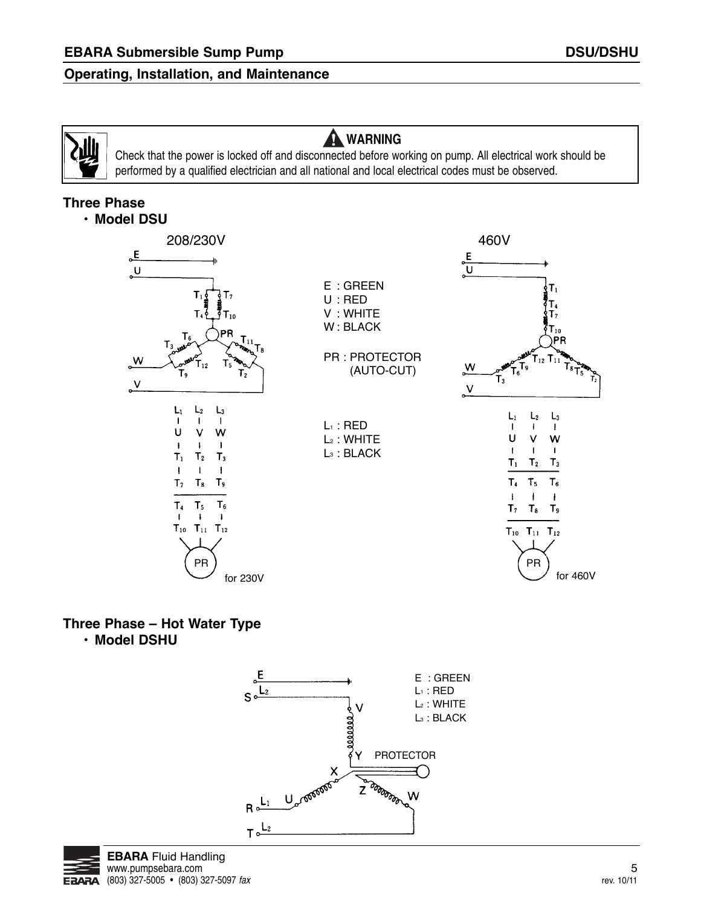**⚠ WARNING**

Check that the power is locked off and disconnected before working on pump. All electrical work should be performed by a qualified electrician and all national and local electrical codes must be observed.

## Three Phase

- **Model DSU**

208/230V

E : GREEN
U : RED
V : WHITE
W : BLACK

PR : PROTECTOR (AUTO-CUT)

$L_1$ : RED
$L_2$ : WHITE
$L_3$ : BLACK

for 230V

460V

for 460V

## Three Phase – Hot Water Type

- **Model DSHU**

E : GREEN
$L_1$ : RED
$L_2$ : WHITE
$L_3$ : BLACK

PROTECTOR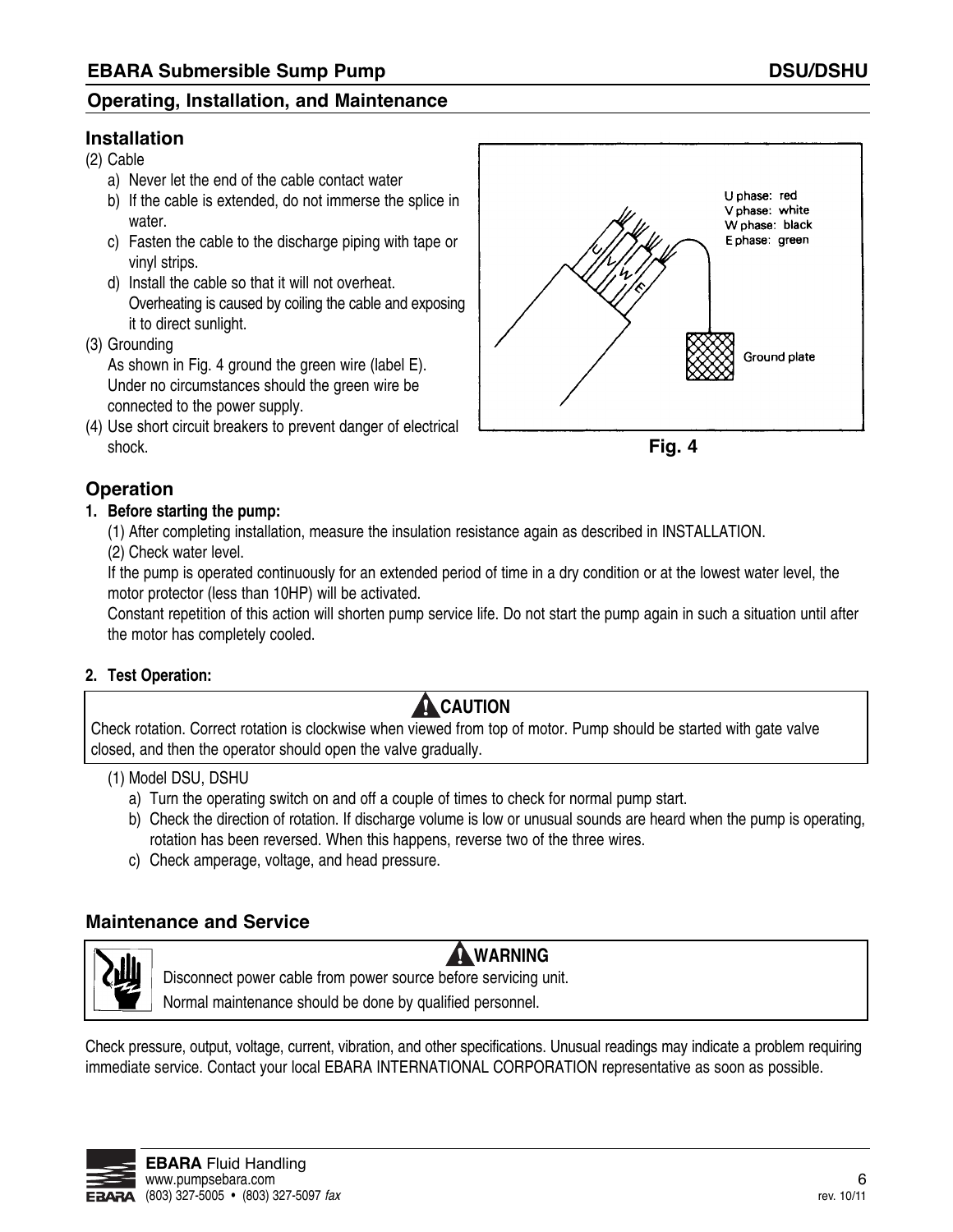## Installation

(2) Cable

a) Never let the end of the cable contact water
b) If the cable is extended, do not immerse the splice in water.
c) Fasten the cable to the discharge piping with tape or vinyl strips.
d) Install the cable so that it will not overheat. Overheating is caused by coiling the cable and exposing it to direct sunlight.

(3) Grounding
As shown in Fig. 4 ground the green wire (label E). Under no circumstances should the green wire be connected to the power supply.

(4) Use short circuit breakers to prevent danger of electrical shock.

U phase: red
V phase: white
W phase: black
E phase: green

Ground plate

Fig. 4

## Operation

**1. Before starting the pump:**

(1) After completing installation, measure the insulation resistance again as described in INSTALLATION.

(2) Check water level.

If the pump is operated continuously for an extended period of time in a dry condition or at the lowest water level, the motor protector (less than 10HP) will be activated.

Constant repetition of this action will shorten pump service life. Do not start the pump again in such a situation until after the motor has completely cooled.

**2. Test Operation:**

> **CAUTION**
>
> Check rotation. Correct rotation is clockwise when viewed from top of motor. Pump should be started with gate valve closed, and then the operator should open the valve gradually.

(1) Model DSU, DSHU

a) Turn the operating switch on and off a couple of times to check for normal pump start.
b) Check the direction of rotation. If discharge volume is low or unusual sounds are heard when the pump is operating, rotation has been reversed. When this happens, reverse two of the three wires.
c) Check amperage, voltage, and head pressure.

## Maintenance and Service

> **WARNING**
>
> Disconnect power cable from power source before servicing unit.
>
> Normal maintenance should be done by qualified personnel.

Check pressure, output, voltage, current, vibration, and other specifications. Unusual readings may indicate a problem requiring immediate service. Contact your local EBARA INTERNATIONAL CORPORATION representative as soon as possible.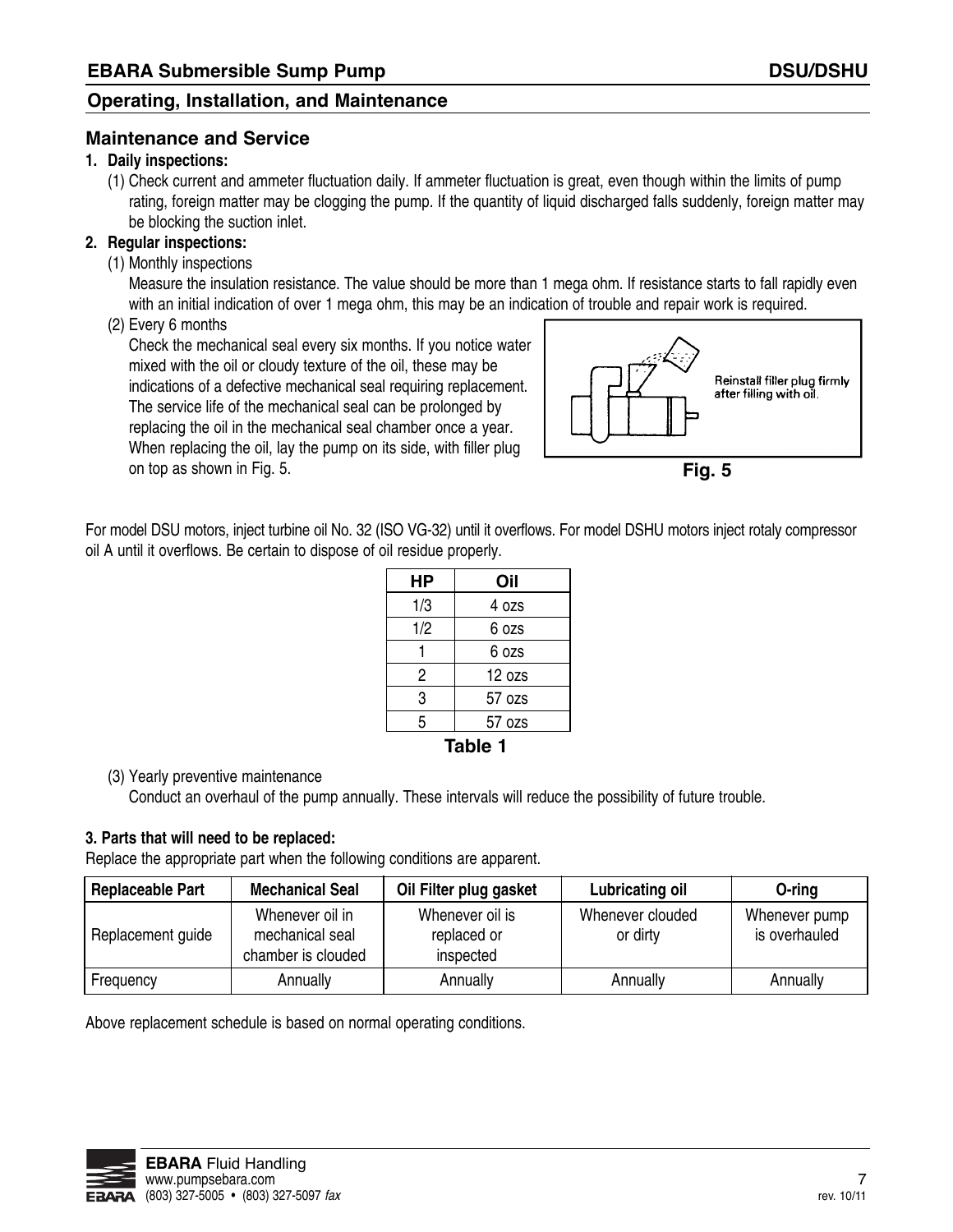## Maintenance and Service

**1. Daily inspections:**

(1) Check current and ammeter fluctuation daily. If ammeter fluctuation is great, even though within the limits of pump rating, foreign matter may be clogging the pump. If the quantity of liquid discharged falls suddenly, foreign matter may be blocking the suction inlet.

**2. Regular inspections:**

(1) Monthly inspections

Measure the insulation resistance. The value should be more than 1 mega ohm. If resistance starts to fall rapidly even with an initial indication of over 1 mega ohm, this may be an indication of trouble and repair work is required.

(2) Every 6 months

Check the mechanical seal every six months. If you notice water mixed with the oil or cloudy texture of the oil, these may be indications of a defective mechanical seal requiring replacement. The service life of the mechanical seal can be prolonged by replacing the oil in the mechanical seal chamber once a year. When replacing the oil, lay the pump on its side, with filler plug on top as shown in Fig. 5.

Reinstall filler plug firmly after filling with oil.

**Fig. 5**

For model DSU motors, inject turbine oil No. 32 (ISO VG-32) until it overflows. For model DSHU motors inject rotaly compressor oil A until it overflows. Be certain to dispose of oil residue properly.

| HP | Oil |
|---|---|
| 1/3 | 4 ozs |
| 1/2 | 6 ozs |
| 1 | 6 ozs |
| 2 | 12 ozs |
| 3 | 57 ozs |
| 5 | 57 ozs |

**Table 1**

(3) Yearly preventive maintenance

Conduct an overhaul of the pump annually. These intervals will reduce the possibility of future trouble.

**3. Parts that will need to be replaced:**

Replace the appropriate part when the following conditions are apparent.

| Replaceable Part | Mechanical Seal | Oil Filter plug gasket | Lubricating oil | O-ring |
|---|---|---|---|---|
| Replacement guide | Whenever oil in mechanical seal chamber is clouded | Whenever oil is replaced or inspected | Whenever clouded or dirty | Whenever pump is overhauled |
| Frequency | Annually | Annually | Annually | Annually |

Above replacement schedule is based on normal operating conditions.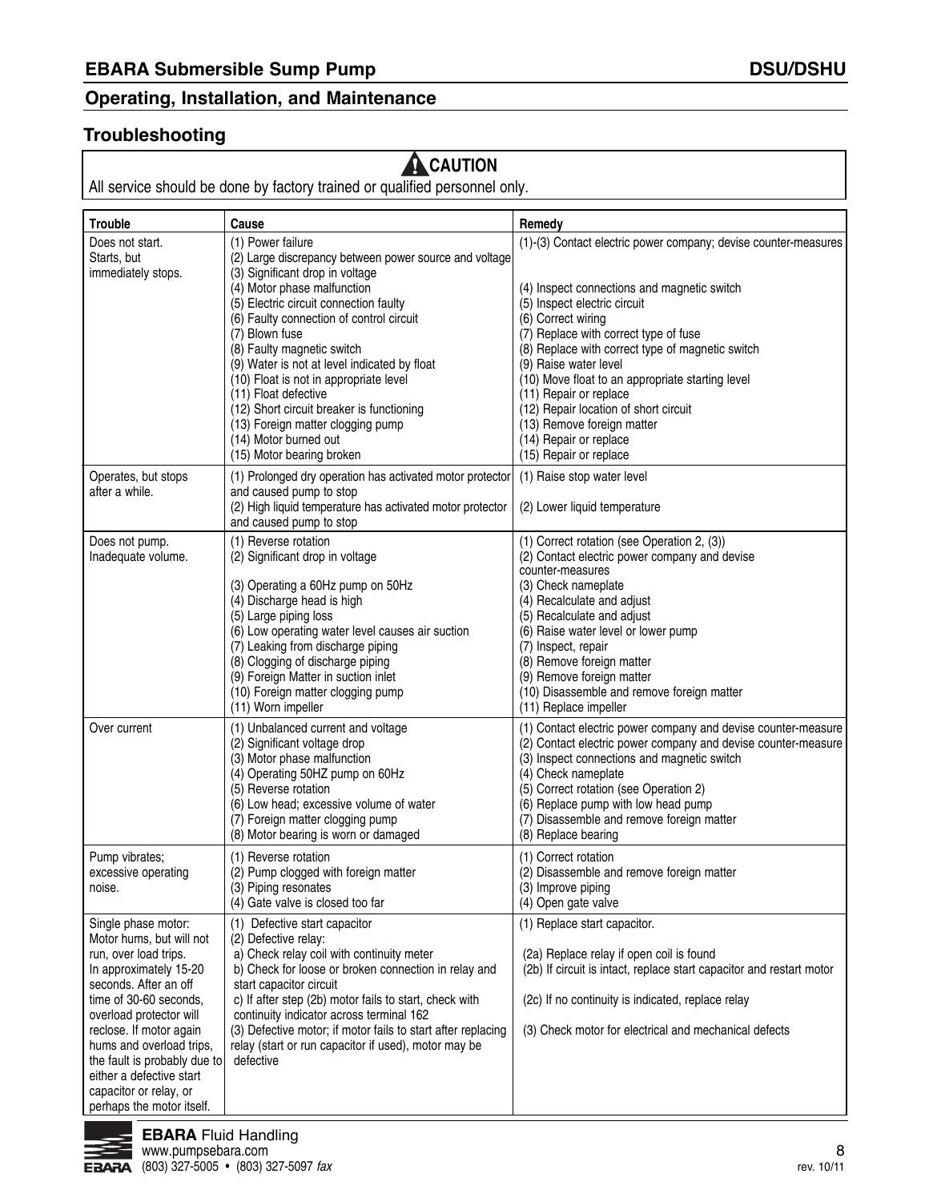## Troubleshooting

> **⚠ CAUTION**
>
> All service should be done by factory trained or qualified personnel only.

| Trouble | Cause | Remedy |
|---|---|---|
| Does not start.<br>Starts, but immediately stops. | (1) Power failure<br>(2) Large discrepancy between power source and voltage<br>(3) Significant drop in voltage<br>(4) Motor phase malfunction<br>(5) Electric circuit connection faulty<br>(6) Faulty connection of control circuit<br>(7) Blown fuse<br>(8) Faulty magnetic switch<br>(9) Water is not at level indicated by float<br>(10) Float is not in appropriate level<br>(11) Float defective<br>(12) Short circuit breaker is functioning<br>(13) Foreign matter clogging pump<br>(14) Motor burned out<br>(15) Motor bearing broken | (1)-(3) Contact electric power company; devise counter-measures<br>(4) Inspect connections and magnetic switch<br>(5) Inspect electric circuit<br>(6) Correct wiring<br>(7) Replace with correct type of fuse<br>(8) Replace with correct type of magnetic switch<br>(9) Raise water level<br>(10) Move float to an appropriate starting level<br>(11) Repair or replace<br>(12) Repair location of short circuit<br>(13) Remove foreign matter<br>(14) Repair or replace<br>(15) Repair or replace |
| Operates, but stops after a while. | (1) Prolonged dry operation has activated motor protector and caused pump to stop<br>(2) High liquid temperature has activated motor protector and caused pump to stop | (1) Raise stop water level<br>(2) Lower liquid temperature |
| Does not pump.<br>Inadequate volume. | (1) Reverse rotation<br>(2) Significant drop in voltage<br>(3) Operating a 60Hz pump on 50Hz<br>(4) Discharge head is high<br>(5) Large piping loss<br>(6) Low operating water level causes air suction<br>(7) Leaking from discharge piping<br>(8) Clogging of discharge piping<br>(9) Foreign Matter in suction inlet<br>(10) Foreign matter clogging pump<br>(11) Worn impeller | (1) Correct rotation (see Operation 2, (3))<br>(2) Contact electric power company and devise counter-measures<br>(3) Check nameplate<br>(4) Recalculate and adjust<br>(5) Recalculate and adjust<br>(6) Raise water level or lower pump<br>(7) Inspect, repair<br>(8) Remove foreign matter<br>(9) Remove foreign matter<br>(10) Disassemble and remove foreign matter<br>(11) Replace impeller |
| Over current | (1) Unbalanced current and voltage<br>(2) Significant voltage drop<br>(3) Motor phase malfunction<br>(4) Operating 50HZ pump on 60Hz<br>(5) Reverse rotation<br>(6) Low head; excessive volume of water<br>(7) Foreign matter clogging pump<br>(8) Motor bearing is worn or damaged | (1) Contact electric power company and devise counter-measure<br>(2) Contact electric power company and devise counter-measure<br>(3) Inspect connections and magnetic switch<br>(4) Check nameplate<br>(5) Correct rotation (see Operation 2)<br>(6) Replace pump with low head pump<br>(7) Disassemble and remove foreign matter<br>(8) Replace bearing |
| Pump vibrates; excessive operating noise. | (1) Reverse rotation<br>(2) Pump clogged with foreign matter<br>(3) Piping resonates<br>(4) Gate valve is closed too far | (1) Correct rotation<br>(2) Disassemble and remove foreign matter<br>(3) Improve piping<br>(4) Open gate valve |
| Single phase motor: Motor hums, but will not run, over load trips. In approximately 15-20 seconds. After an off time of 30-60 seconds, overload protector will reclose. If motor again hums and overload trips, the fault is probably due to either a defective start capacitor or relay, or perhaps the motor itself. | (1) Defective start capacitor<br>(2) Defective relay:<br>a) Check relay coil with continuity meter<br>b) Check for loose or broken connection in relay and start capacitor circuit<br>c) If after step (2b) motor fails to start, check with continuity indicator across terminal 162<br>(3) Defective motor; if motor fails to start after replacing relay (start or run capacitor if used), motor may be defective | (1) Replace start capacitor.<br>(2a) Replace relay if open coil is found<br>(2b) If circuit is intact, replace start capacitor and restart motor<br>(2c) If no continuity is indicated, replace relay<br>(3) Check motor for electrical and mechanical defects |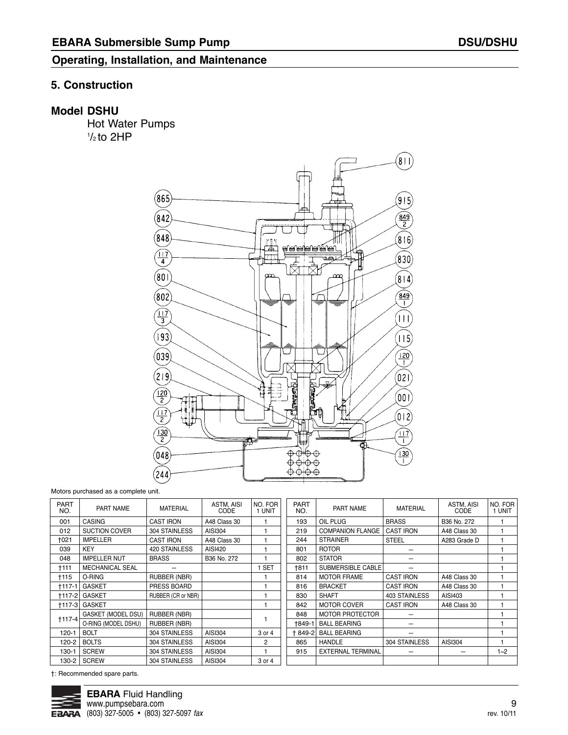# EBARA Submersible Sump Pump — DSU/DSHU

## Operating, Installation, and Maintenance

### 5. Construction

### Model DSHU

Hot Water Pumps
½ to 2HP

Motors purchased as a complete unit.

| PART NO. | PART NAME | MATERIAL | ASTM, AISI CODE | NO. FOR 1 UNIT |
|---|---|---|---|---|
| 001 | CASING | CAST IRON | A48 Class 30 | 1 |
| 012 | SUCTION COVER | 304 STAINLESS | AISI304 | 1 |
| †021 | IMPELLER | CAST IRON | A48 Class 30 | 1 |
| 039 | KEY | 420 STAINLESS | AISI420 | 1 |
| 048 | IMPELLER NUT | BRASS | B36 No. 272 | 1 |
| †111 | MECHANICAL SEAL | – | | 1 SET |
| †115 | O-RING | RUBBER (NBR) | | 1 |
| †117-1 | GASKET | PRESS BOARD | | 1 |
| †117-2 | GASKET | RUBBER (CR or NBR) | | 1 |
| †117-3 | GASKET | | | 1 |
| †117-4 | GASKET (MODEL DSU) | RUBBER (NBR) | | 1 |
| | O-RING (MODEL DSHU) | RUBBER (NBR) | | |
| 120-1 | BOLT | 304 STAINLESS | AISI304 | 3 or 4 |
| 120-2 | BOLTS | 304 STAINLESS | AISI304 | 2 |
| 130-1 | SCREW | 304 STAINLESS | AISI304 | 1 |
| 130-2 | SCREW | 304 STAINLESS | AISI304 | 3 or 4 |

| PART NO. | PART NAME | MATERIAL | ASTM, AISI CODE | NO. FOR 1 UNIT |
|---|---|---|---|---|
| 193 | OIL PLUG | BRASS | B36 No. 272 | 1 |
| 219 | COMPANION FLANGE | CAST IRON | A48 Class 30 | 1 |
| 244 | STRAINER | STEEL | A283 Grade D | 1 |
| 801 | ROTOR | – | | 1 |
| 802 | STATOR | – | | 1 |
| †811 | SUBMERSIBLE CABLE | – | | 1 |
| 814 | MOTOR FRAME | CAST IRON | A48 Class 30 | 1 |
| 816 | BRACKET | CAST IRON | A48 Class 30 | 1 |
| 830 | SHAFT | 403 STAINLESS | AISI403 | 1 |
| 842 | MOTOR COVER | CAST IRON | A48 Class 30 | 1 |
| 848 | MOTOR PROTECTOR | – | | 1 |
| †849-1 | BALL BEARING | – | | 1 |
| † 849-2 | BALL BEARING | – | | 1 |
| 865 | HANDLE | 304 STAINLESS | AISI304 | 1 |
| 915 | EXTERNAL TERMINAL | – | – | 1~2 |

†: Recommended spare parts.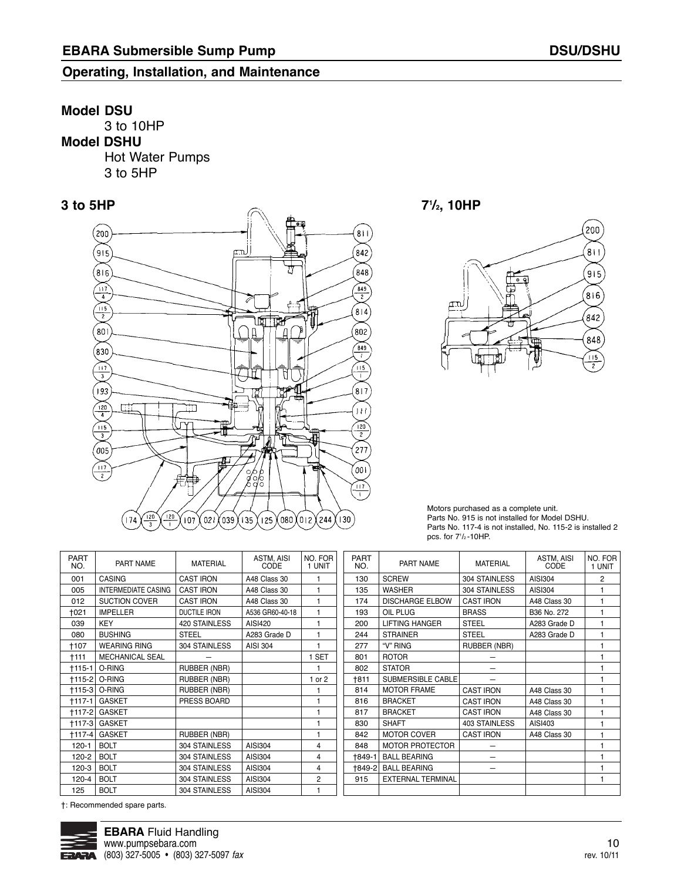## Operating, Installation, and Maintenance

**Model DSU**
3 to 10HP
**Model DSHU**
Hot Water Pumps
3 to 5HP

### 3 to 5HP

### 7½, 10HP

Motors purchased as a complete unit.
Parts No. 915 is not installed for Model DSHU.
Parts No. 117-4 is not installed, No. 115-2 is installed 2 pcs. for 7½-10HP.

| PART NO. | PART NAME | MATERIAL | ASTM, AISI CODE | NO. FOR 1 UNIT |
|---|---|---|---|---|
| 001 | CASING | CAST IRON | A48 Class 30 | 1 |
| 005 | INTERMEDIATE CASING | CAST IRON | A48 Class 30 | 1 |
| 012 | SUCTION COVER | CAST IRON | A48 Class 30 | 1 |
| †021 | IMPELLER | DUCTILE IRON | A536 GR60-40-18 | 1 |
| 039 | KEY | 420 STAINLESS | AISI420 | 1 |
| 080 | BUSHING | STEEL | A283 Grade D | 1 |
| †107 | WEARING RING | 304 STAINLESS | AISI 304 | 1 |
| †111 | MECHANICAL SEAL | – | | 1 SET |
| †115-1 | O-RING | RUBBER (NBR) | | 1 |
| †115-2 | O-RING | RUBBER (NBR) | | 1 or 2 |
| †115-3 | O-RING | RUBBER (NBR) | | 1 |
| †117-1 | GASKET | PRESS BOARD | | 1 |
| †117-2 | GASKET | | | 1 |
| †117-3 | GASKET | | | 1 |
| †117-4 | GASKET | RUBBER (NBR) | | 1 |
| 120-1 | BOLT | 304 STAINLESS | AISI304 | 4 |
| 120-2 | BOLT | 304 STAINLESS | AISI304 | 4 |
| 120-3 | BOLT | 304 STAINLESS | AISI304 | 4 |
| 120-4 | BOLT | 304 STAINLESS | AISI304 | 2 |
| 125 | BOLT | 304 STAINLESS | AISI304 | 1 |
| 130 | SCREW | 304 STAINLESS | AISI304 | 2 |
| 135 | WASHER | 304 STAINLESS | AISI304 | 1 |
| 174 | DISCHARGE ELBOW | CAST IRON | A48 Class 30 | 1 |
| 193 | OIL PLUG | BRASS | B36 No. 272 | 1 |
| 200 | LIFTING HANGER | STEEL | A283 Grade D | 1 |
| 244 | STRAINER | STEEL | A283 Grade D | 1 |
| 277 | "V" RING | RUBBER (NBR) | | 1 |
| 801 | ROTOR | – | | 1 |
| 802 | STATOR | – | | 1 |
| †811 | SUBMERSIBLE CABLE | – | | 1 |
| 814 | MOTOR FRAME | CAST IRON | A48 Class 30 | 1 |
| 816 | BRACKET | CAST IRON | A48 Class 30 | 1 |
| 817 | BRACKET | CAST IRON | A48 Class 30 | 1 |
| 830 | SHAFT | 403 STAINLESS | AISI403 | 1 |
| 842 | MOTOR COVER | CAST IRON | A48 Class 30 | 1 |
| 848 | MOTOR PROTECTOR | – | | 1 |
| †849-1 | BALL BEARING | – | | 1 |
| †849-2 | BALL BEARING | – | | 1 |
| 915 | EXTERNAL TERMINAL | | | 1 |

†: Recommended spare parts.

**EBARA** Fluid Handling
www.pumpsebara.com
(803) 327-5005 • (803) 327-5097 *fax*

rev. 10/11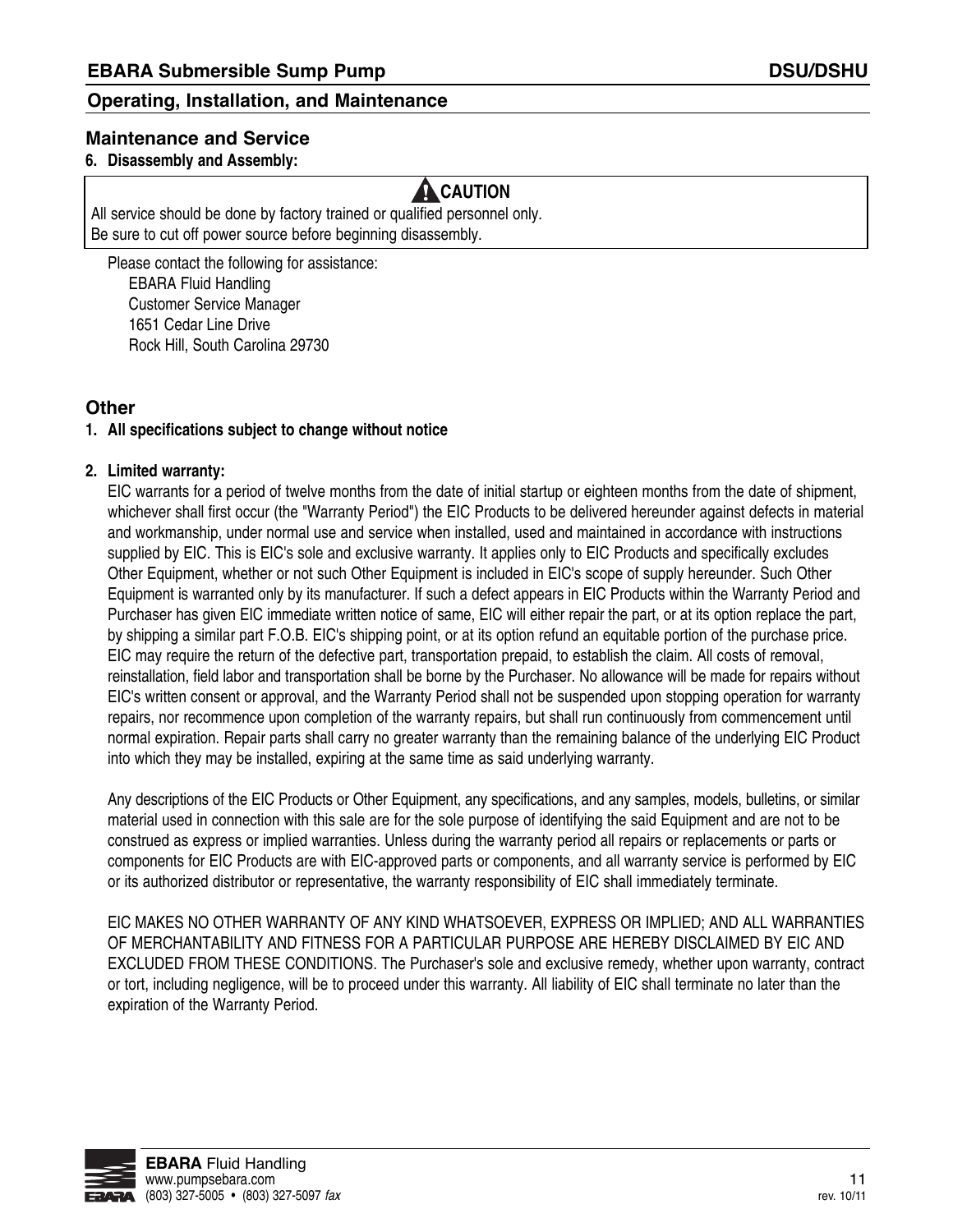## Maintenance and Service

**6. Disassembly and Assembly:**

> **⚠ CAUTION**
>
> All service should be done by factory trained or qualified personnel only.
> Be sure to cut off power source before beginning disassembly.

Please contact the following for assistance:

EBARA Fluid Handling
Customer Service Manager
1651 Cedar Line Drive
Rock Hill, South Carolina 29730

## Other

**1. All specifications subject to change without notice**

**2. Limited warranty:**

EIC warrants for a period of twelve months from the date of initial startup or eighteen months from the date of shipment, whichever shall first occur (the "Warranty Period") the EIC Products to be delivered hereunder against defects in material and workmanship, under normal use and service when installed, used and maintained in accordance with instructions supplied by EIC. This is EIC's sole and exclusive warranty. It applies only to EIC Products and specifically excludes Other Equipment, whether or not such Other Equipment is included in EIC's scope of supply hereunder. Such Other Equipment is warranted only by its manufacturer. If such a defect appears in EIC Products within the Warranty Period and Purchaser has given EIC immediate written notice of same, EIC will either repair the part, or at its option replace the part, by shipping a similar part F.O.B. EIC's shipping point, or at its option refund an equitable portion of the purchase price. EIC may require the return of the defective part, transportation prepaid, to establish the claim. All costs of removal, reinstallation, field labor and transportation shall be borne by the Purchaser. No allowance will be made for repairs without EIC's written consent or approval, and the Warranty Period shall not be suspended upon stopping operation for warranty repairs, nor recommence upon completion of the warranty repairs, but shall run continuously from commencement until normal expiration. Repair parts shall carry no greater warranty than the remaining balance of the underlying EIC Product into which they may be installed, expiring at the same time as said underlying warranty.

Any descriptions of the EIC Products or Other Equipment, any specifications, and any samples, models, bulletins, or similar material used in connection with this sale are for the sole purpose of identifying the said Equipment and are not to be construed as express or implied warranties. Unless during the warranty period all repairs or replacements or parts or components for EIC Products are with EIC-approved parts or components, and all warranty service is performed by EIC or its authorized distributor or representative, the warranty responsibility of EIC shall immediately terminate.

EIC MAKES NO OTHER WARRANTY OF ANY KIND WHATSOEVER, EXPRESS OR IMPLIED; AND ALL WARRANTIES OF MERCHANTABILITY AND FITNESS FOR A PARTICULAR PURPOSE ARE HEREBY DISCLAIMED BY EIC AND EXCLUDED FROM THESE CONDITIONS. The Purchaser's sole and exclusive remedy, whether upon warranty, contract or tort, including negligence, will be to proceed under this warranty. All liability of EIC shall terminate no later than the expiration of the Warranty Period.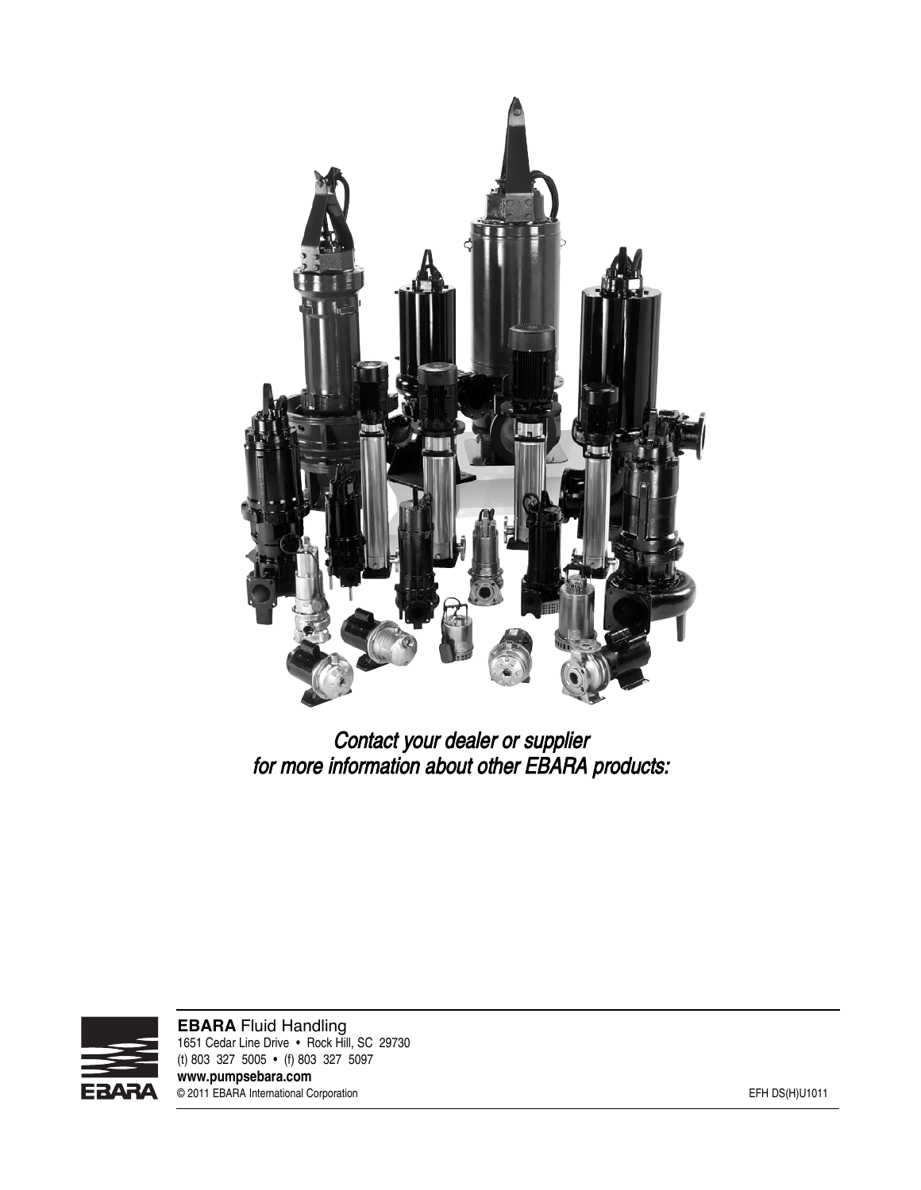*Contact your dealer or supplier for more information about other EBARA products:*

**EBARA** Fluid Handling
1651 Cedar Line Drive • Rock Hill, SC 29730
(t) 803 327 5005 • (f) 803 327 5097
**www.pumpsebara.com**
© 2011 EBARA International Corporation

EFH DS(H)U1011